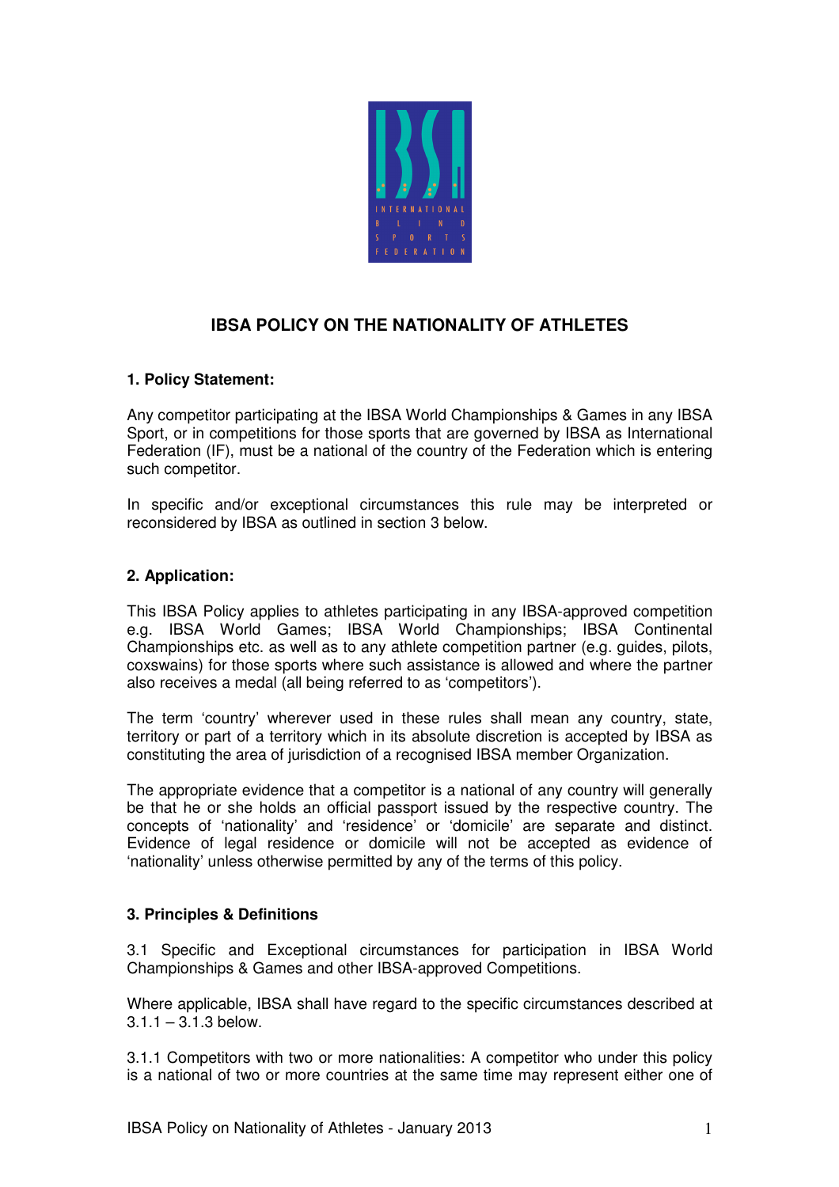# IBSA POLICY ON THE NATIONALITY OF ATHLETES

## 1. Policy Statement:

Any competitor participating at the IBSA World Championships & Games in any IBSA Sport, or in competitions for those sports that are governed by IBSA as International Federation (IF), must be a national of the country of the Federation which is entering such competitor.

In specific and/or exceptional circumstances this rule may be interpreted or reconsidered by IBSA as outlined in section 3 below.

## 2. Application:

This IBSA Policy applies to athletes participating in any IBSA-approved competition e.g. IBSA World Games; IBSA World Championships; IBSA Continental Championships etc. as well as to any athlete competition partner (e.g. guides, pilots, coxswains) for those sports where such assistance is allowed and where the partner also receives a medal (all being referred to as 'competitors').

The term 'country' wherever used in these rules shall mean any country, state, territory or part of a territory which in its absolute discretion is accepted by IBSA as constituting the area of jurisdiction of a recognised IBSA member Organization.

The appropriate evidence that a competitor is a national of any country will generally be that he or she holds an official passport issued by the respective country. The concepts of 'nationality' and 'residence' or 'domicile' are separate and distinct. Evidence of legal residence or domicile will not be accepted as evidence of 'nationality' unless otherwise permitted by any of the terms of this policy.

## 3. Principles & Definitions

3.1 Specific and Exceptional circumstances for participation in IBSA World Championships & Games and other IBSA-approved Competitions.

Where applicable, IBSA shall have regard to the specific circumstances described at 3.1.1 – 3.1.3 below.

3.1.1 Competitors with two or more nationalities: A competitor who under this policy is a national of two or more countries at the same time may represent either one of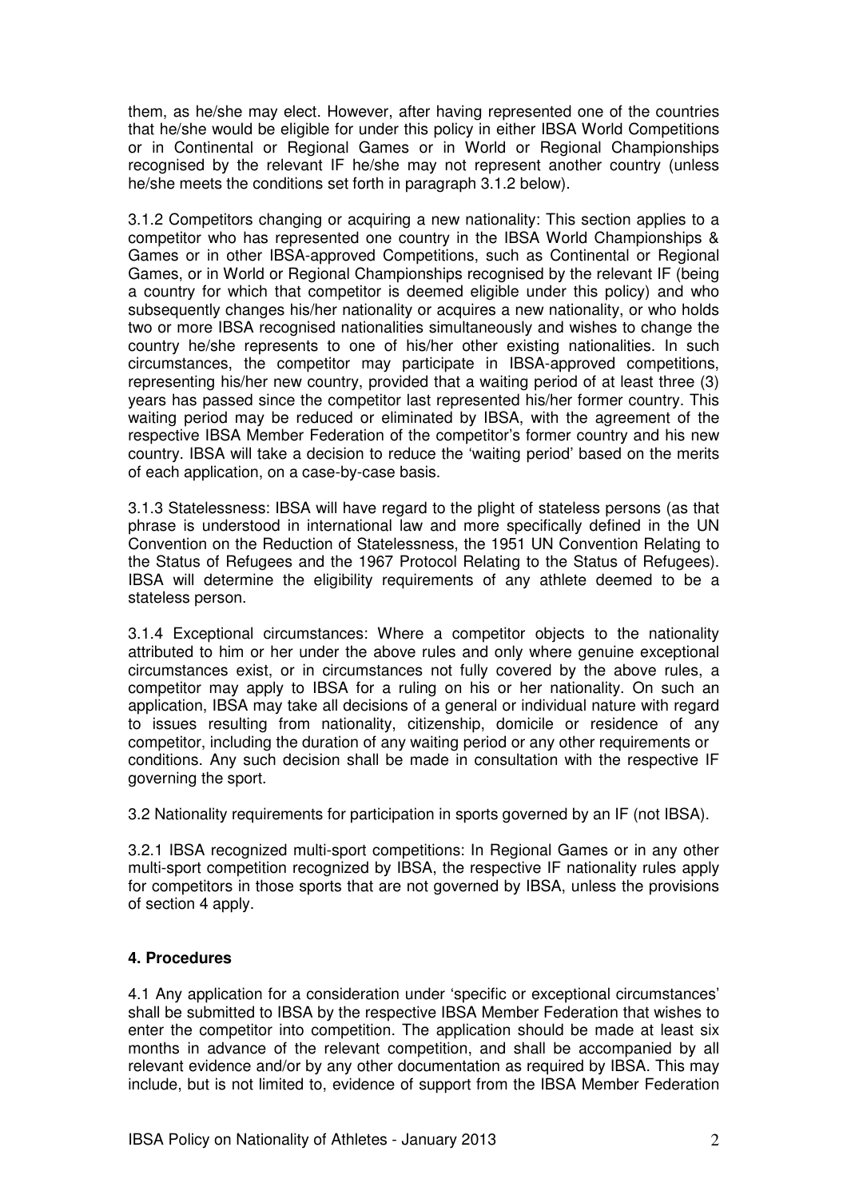them, as he/she may elect. However, after having represented one of the countries that he/she would be eligible for under this policy in either IBSA World Competitions or in Continental or Regional Games or in World or Regional Championships recognised by the relevant IF he/she may not represent another country (unless he/she meets the conditions set forth in paragraph 3.1.2 below).

3.1.2 Competitors changing or acquiring a new nationality: This section applies to a competitor who has represented one country in the IBSA World Championships & Games or in other IBSA-approved Competitions, such as Continental or Regional Games, or in World or Regional Championships recognised by the relevant IF (being a country for which that competitor is deemed eligible under this policy) and who subsequently changes his/her nationality or acquires a new nationality, or who holds two or more IBSA recognised nationalities simultaneously and wishes to change the country he/she represents to one of his/her other existing nationalities. In such circumstances, the competitor may participate in IBSA-approved competitions, representing his/her new country, provided that a waiting period of at least three (3) years has passed since the competitor last represented his/her former country. This waiting period may be reduced or eliminated by IBSA, with the agreement of the respective IBSA Member Federation of the competitor's former country and his new country. IBSA will take a decision to reduce the 'waiting period' based on the merits of each application, on a case-by-case basis.

3.1.3 Statelessness: IBSA will have regard to the plight of stateless persons (as that phrase is understood in international law and more specifically defined in the UN Convention on the Reduction of Statelessness, the 1951 UN Convention Relating to the Status of Refugees and the 1967 Protocol Relating to the Status of Refugees). IBSA will determine the eligibility requirements of any athlete deemed to be a stateless person.

3.1.4 Exceptional circumstances: Where a competitor objects to the nationality attributed to him or her under the above rules and only where genuine exceptional circumstances exist, or in circumstances not fully covered by the above rules, a competitor may apply to IBSA for a ruling on his or her nationality. On such an application, IBSA may take all decisions of a general or individual nature with regard to issues resulting from nationality, citizenship, domicile or residence of any competitor, including the duration of any waiting period or any other requirements or conditions. Any such decision shall be made in consultation with the respective IF governing the sport.

3.2 Nationality requirements for participation in sports governed by an IF (not IBSA).

3.2.1 IBSA recognized multi-sport competitions: In Regional Games or in any other multi-sport competition recognized by IBSA, the respective IF nationality rules apply for competitors in those sports that are not governed by IBSA, unless the provisions of section 4 apply.

## 4. Procedures

4.1 Any application for a consideration under 'specific or exceptional circumstances' shall be submitted to IBSA by the respective IBSA Member Federation that wishes to enter the competitor into competition. The application should be made at least six months in advance of the relevant competition, and shall be accompanied by all relevant evidence and/or by any other documentation as required by IBSA. This may include, but is not limited to, evidence of support from the IBSA Member Federation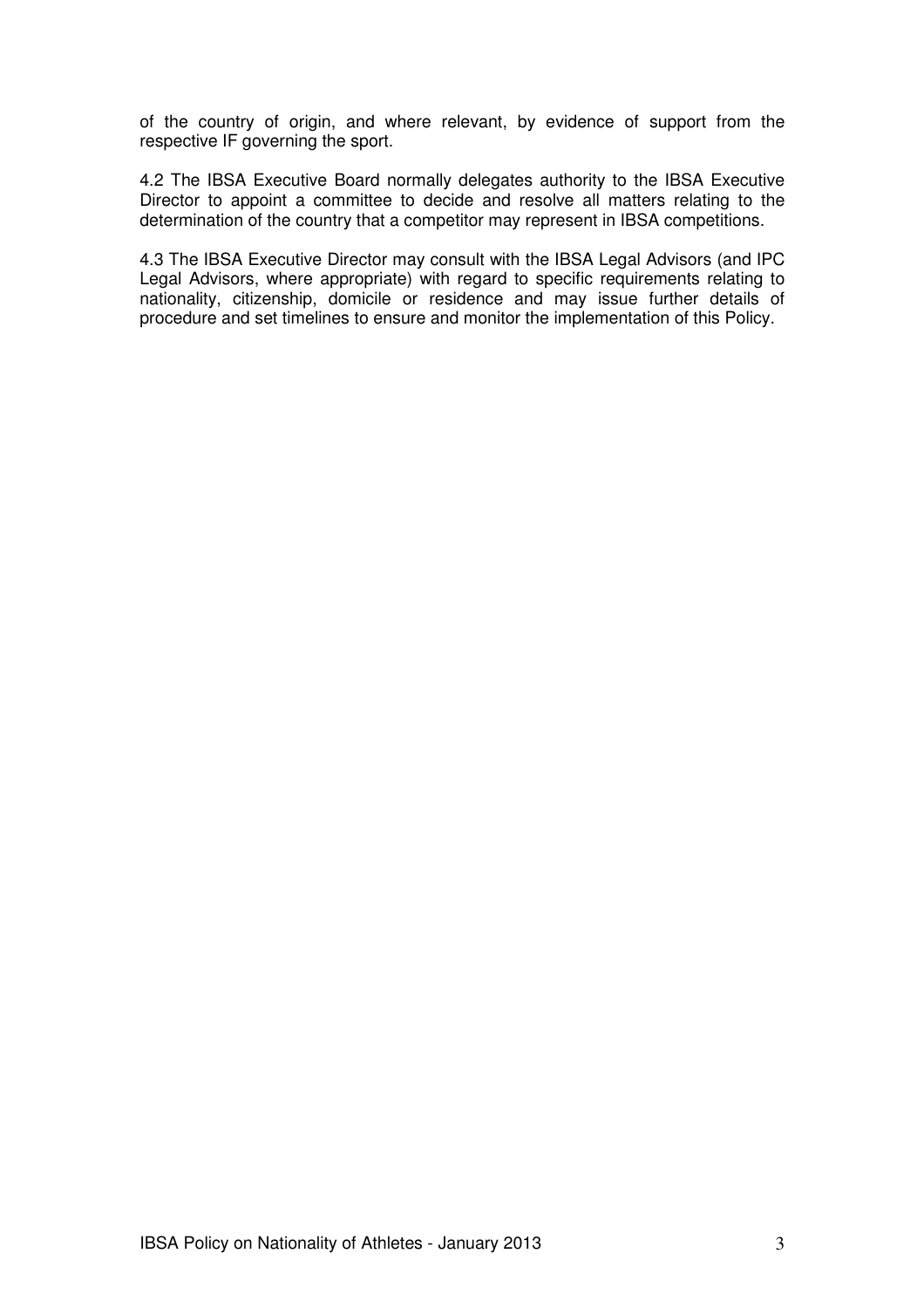of the country of origin, and where relevant, by evidence of support from the respective IF governing the sport.

4.2 The IBSA Executive Board normally delegates authority to the IBSA Executive Director to appoint a committee to decide and resolve all matters relating to the determination of the country that a competitor may represent in IBSA competitions.

4.3 The IBSA Executive Director may consult with the IBSA Legal Advisors (and IPC Legal Advisors, where appropriate) with regard to specific requirements relating to nationality, citizenship, domicile or residence and may issue further details of procedure and set timelines to ensure and monitor the implementation of this Policy.